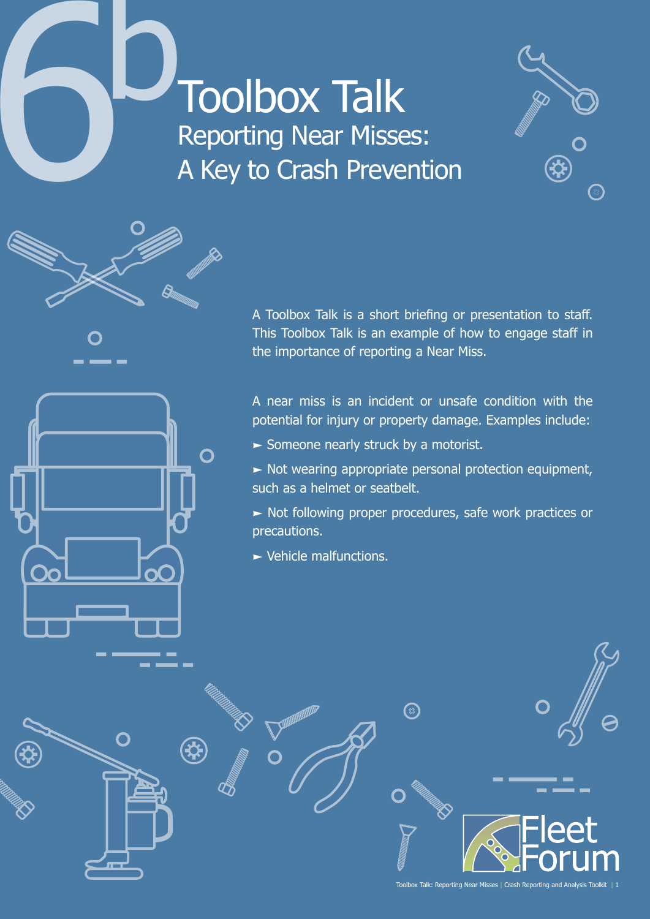# 6b Toolbox Talk

## Reporting Near Misses: A Key to Crash Prevention

A Toolbox Talk is a short briefing or presentation to staff. This Toolbox Talk is an example of how to engage staff in the importance of reporting a Near Miss.

A near miss is an incident or unsafe condition with the potential for injury or property damage. Examples include:

- Someone nearly struck by a motorist.
- Not wearing appropriate personal protection equipment, such as a helmet or seatbelt.
- Not following proper procedures, safe work practices or precautions.
- Vehicle malfunctions.

Fleet Forum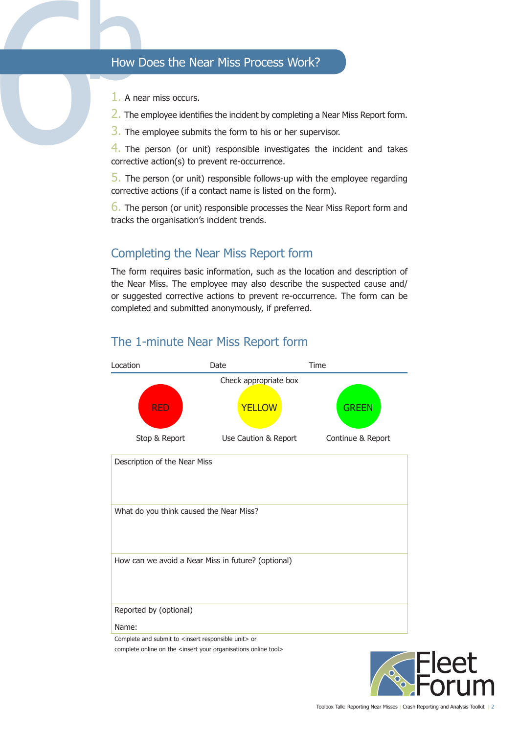## How Does the Near Miss Process Work?

1. A near miss occurs.
2. The employee identifies the incident by completing a Near Miss Report form.
3. The employee submits the form to his or her supervisor.
4. The person (or unit) responsible investigates the incident and takes corrective action(s) to prevent re-occurrence.
5. The person (or unit) responsible follows-up with the employee regarding corrective actions (if a contact name is listed on the form).
6. The person (or unit) responsible processes the Near Miss Report form and tracks the organisation's incident trends.

### Completing the Near Miss Report form

The form requires basic information, such as the location and description of the Near Miss. The employee may also describe the suspected cause and/or suggested corrective actions to prevent re-occurrence. The form can be completed and submitted anonymously, if preferred.

### The 1-minute Near Miss Report form

| Location | Date | Time |
|---|---|---|

Check appropriate box

| RED | YELLOW | GREEN |
|---|---|---|
| Stop & Report | Use Caution & Report | Continue & Report |

| Description of the Near Miss |
|---|
| What do you think caused the Near Miss? |
| How can we avoid a Near Miss in future? (optional) |
| Reported by (optional)<br><br>Name: |

Complete and submit to <insert responsible unit> or
complete online on the <insert your organisations online tool>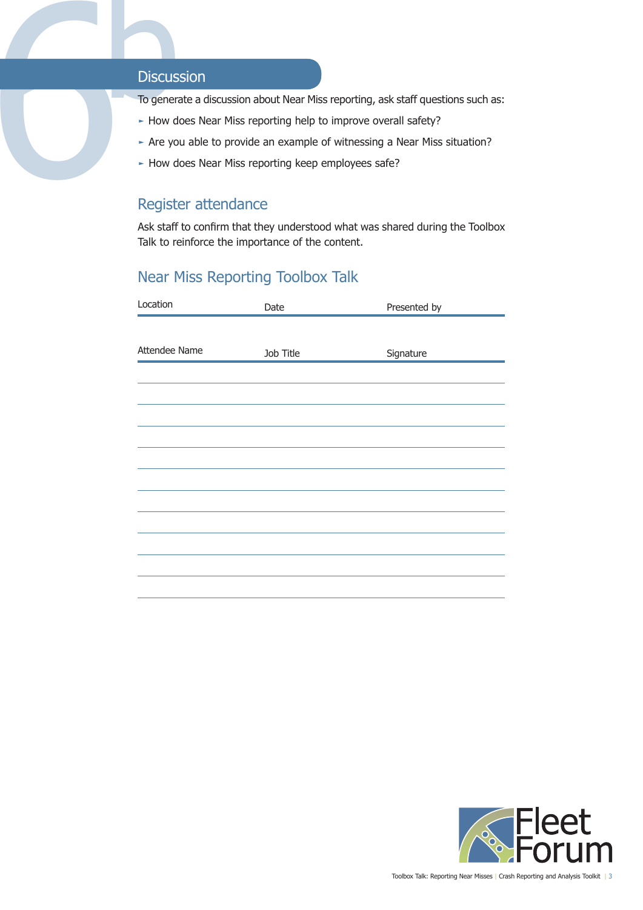## Discussion

To generate a discussion about Near Miss reporting, ask staff questions such as:

- How does Near Miss reporting help to improve overall safety?
- Are you able to provide an example of witnessing a Near Miss situation?
- How does Near Miss reporting keep employees safe?

## Register attendance

Ask staff to confirm that they understood what was shared during the Toolbox Talk to reinforce the importance of the content.

## Near Miss Reporting Toolbox Talk

| Location | Date | Presented by |
|---|---|---|
| | | |

| Attendee Name | Job Title | Signature |
|---|---|---|
| | | |
| | | |
| | | |
| | | |
| | | |
| | | |
| | | |
| | | |
| | | |
| | | |
| | | |